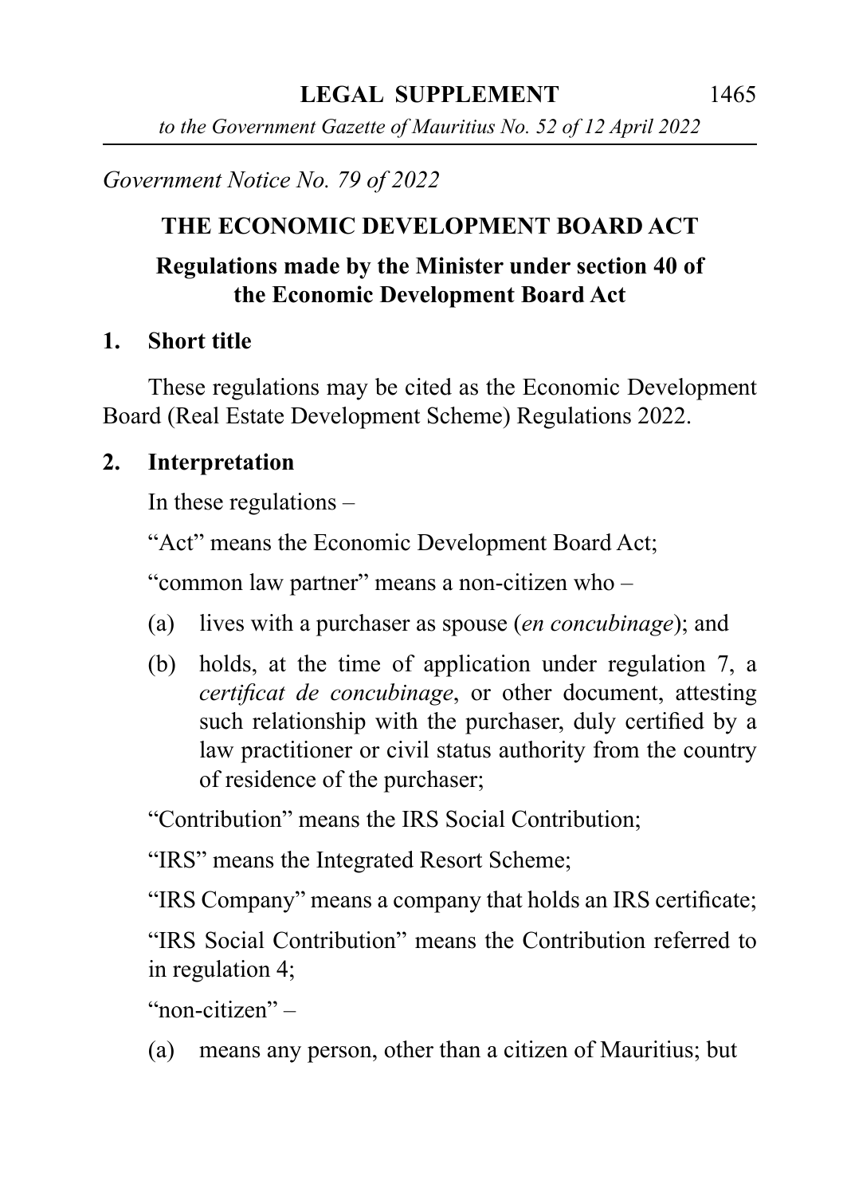*Government Notice No. 79 of 2022*

## THE ECONOMIC DEVELOPMENT BOARD ACT

### Regulations made by the Minister under section 40 of the Economic Development Board Act

**1. Short title**

These regulations may be cited as the Economic Development Board (Real Estate Development Scheme) Regulations 2022.

**2. Interpretation**

In these regulations –

"Act" means the Economic Development Board Act;

"common law partner" means a non-citizen who –

(a) lives with a purchaser as spouse (*en concubinage*); and

(b) holds, at the time of application under regulation 7, a *certificat de concubinage*, or other document, attesting such relationship with the purchaser, duly certified by a law practitioner or civil status authority from the country of residence of the purchaser;

"Contribution" means the IRS Social Contribution;

"IRS" means the Integrated Resort Scheme;

"IRS Company" means a company that holds an IRS certificate;

"IRS Social Contribution" means the Contribution referred to in regulation 4;

"non-citizen" –

(a) means any person, other than a citizen of Mauritius; but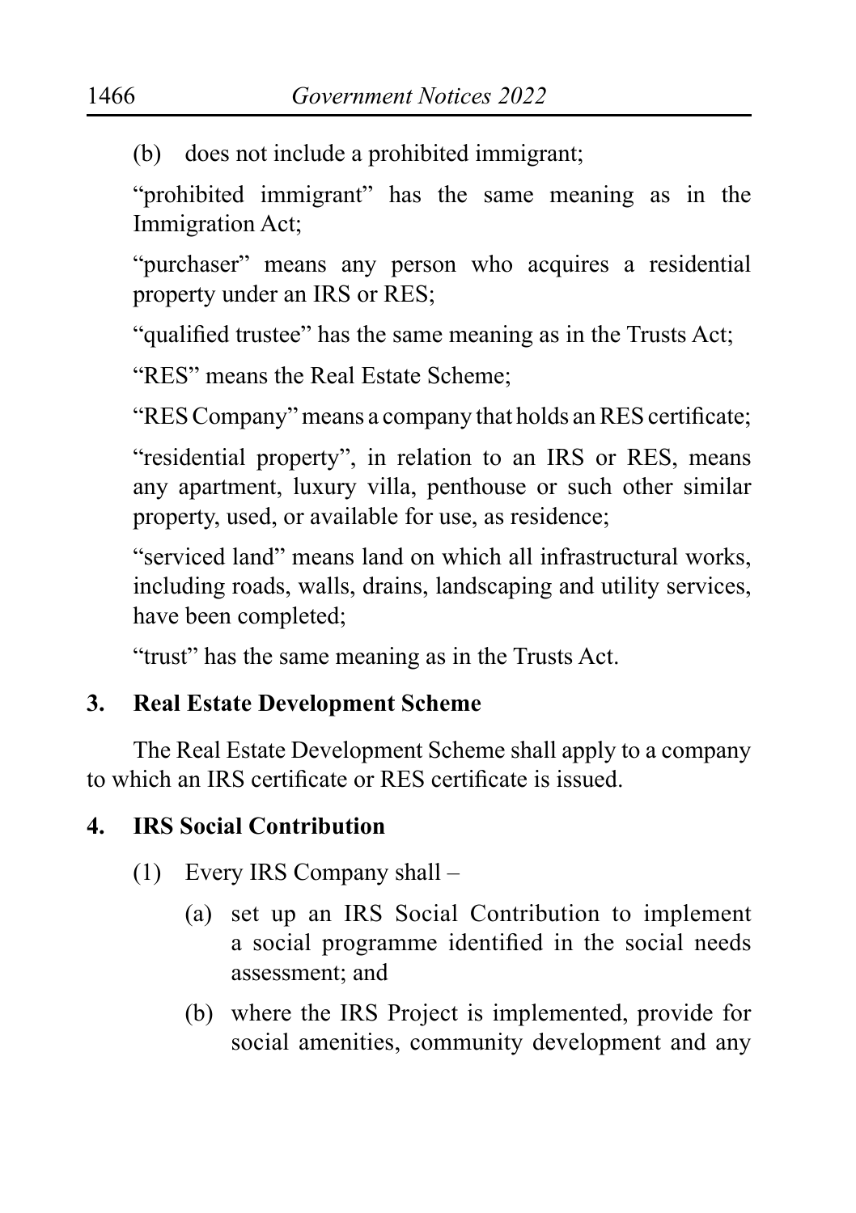(b) does not include a prohibited immigrant;

"prohibited immigrant" has the same meaning as in the Immigration Act;

"purchaser" means any person who acquires a residential property under an IRS or RES;

"qualified trustee" has the same meaning as in the Trusts Act;

"RES" means the Real Estate Scheme;

"RES Company" means a company that holds an RES certificate;

"residential property", in relation to an IRS or RES, means any apartment, luxury villa, penthouse or such other similar property, used, or available for use, as residence;

"serviced land" means land on which all infrastructural works, including roads, walls, drains, landscaping and utility services, have been completed;

"trust" has the same meaning as in the Trusts Act.

**3. Real Estate Development Scheme**

The Real Estate Development Scheme shall apply to a company to which an IRS certificate or RES certificate is issued.

**4. IRS Social Contribution**

(1) Every IRS Company shall –

(a) set up an IRS Social Contribution to implement a social programme identified in the social needs assessment; and

(b) where the IRS Project is implemented, provide for social amenities, community development and any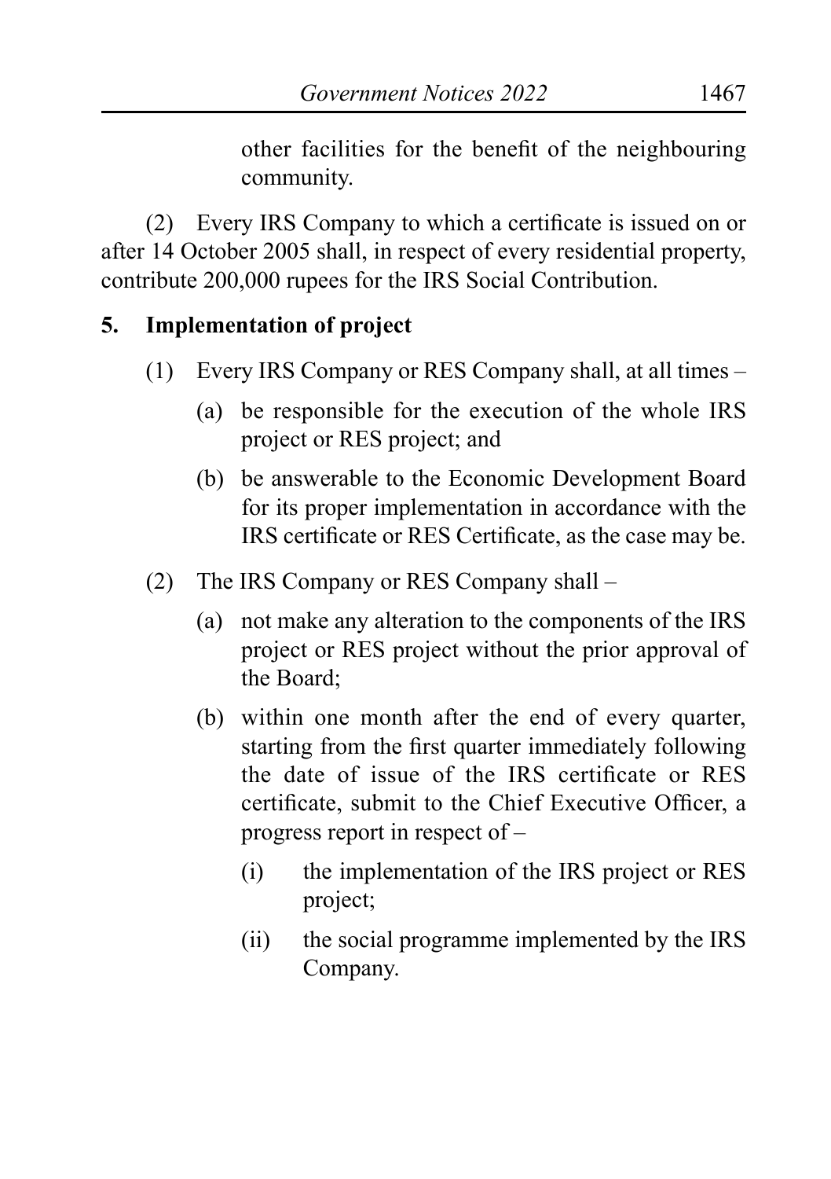other facilities for the benefit of the neighbouring community.

(2) Every IRS Company to which a certificate is issued on or after 14 October 2005 shall, in respect of every residential property, contribute 200,000 rupees for the IRS Social Contribution.

**5. Implementation of project**

(1) Every IRS Company or RES Company shall, at all times –

(a) be responsible for the execution of the whole IRS project or RES project; and

(b) be answerable to the Economic Development Board for its proper implementation in accordance with the IRS certificate or RES Certificate, as the case may be.

(2) The IRS Company or RES Company shall –

(a) not make any alteration to the components of the IRS project or RES project without the prior approval of the Board;

(b) within one month after the end of every quarter, starting from the first quarter immediately following the date of issue of the IRS certificate or RES certificate, submit to the Chief Executive Officer, a progress report in respect of –

(i) the implementation of the IRS project or RES project;

(ii) the social programme implemented by the IRS Company.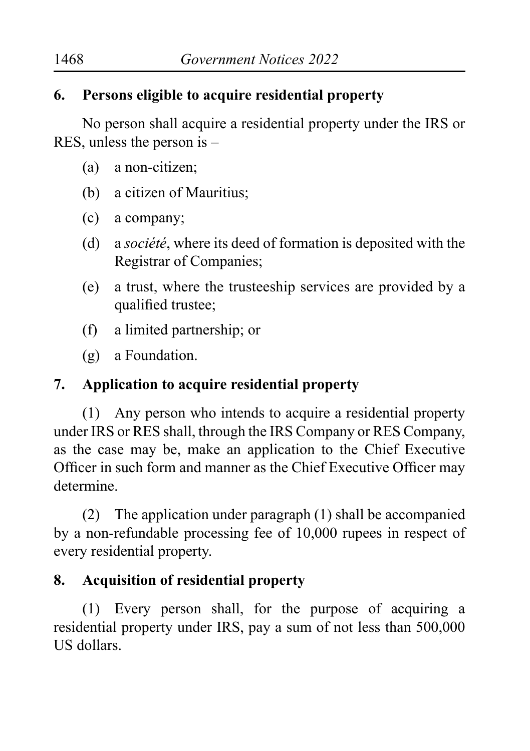## 6. Persons eligible to acquire residential property

No person shall acquire a residential property under the IRS or RES, unless the person is –

(a) a non-citizen;

(b) a citizen of Mauritius;

(c) a company;

(d) a *société*, where its deed of formation is deposited with the Registrar of Companies;

(e) a trust, where the trusteeship services are provided by a qualified trustee;

(f) a limited partnership; or

(g) a Foundation.

## 7. Application to acquire residential property

(1) Any person who intends to acquire a residential property under IRS or RES shall, through the IRS Company or RES Company, as the case may be, make an application to the Chief Executive Officer in such form and manner as the Chief Executive Officer may determine.

(2) The application under paragraph (1) shall be accompanied by a non-refundable processing fee of 10,000 rupees in respect of every residential property.

## 8. Acquisition of residential property

(1) Every person shall, for the purpose of acquiring a residential property under IRS, pay a sum of not less than 500,000 US dollars.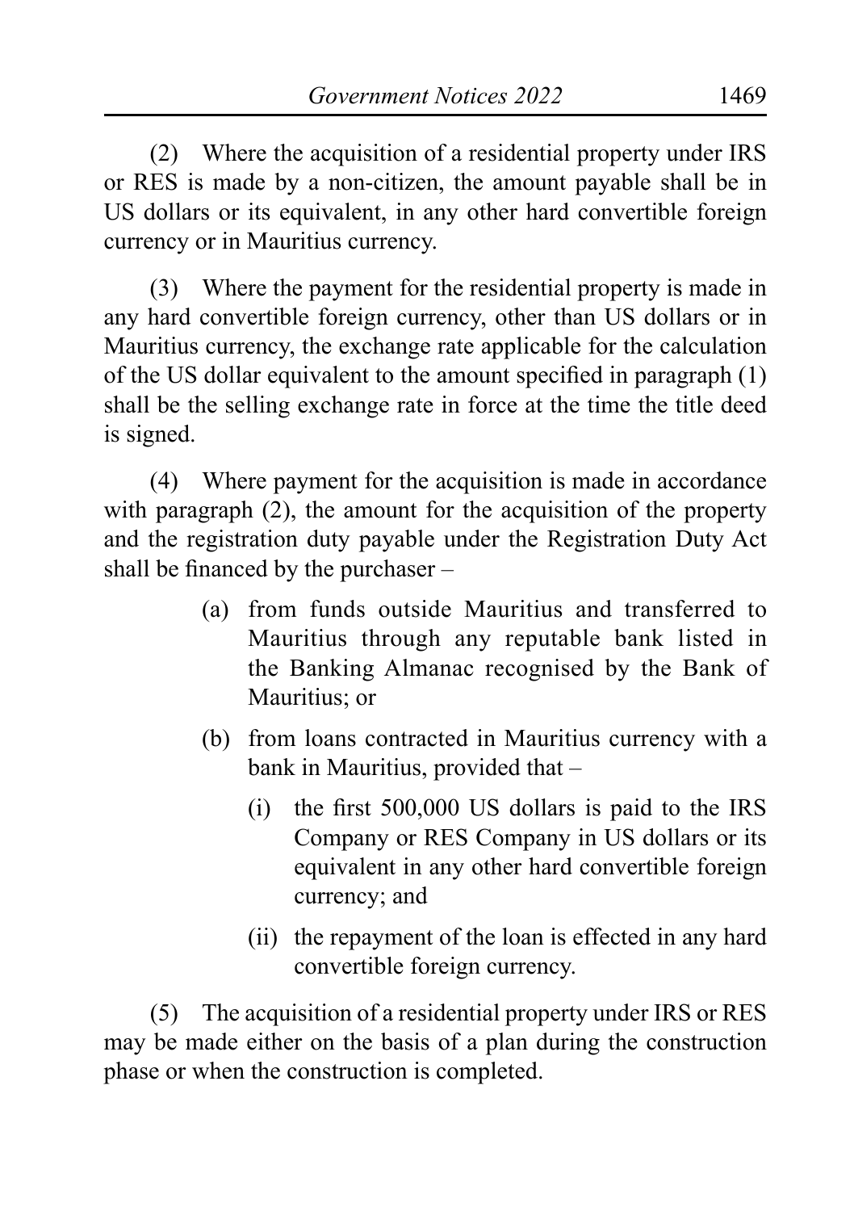(2) Where the acquisition of a residential property under IRS or RES is made by a non-citizen, the amount payable shall be in US dollars or its equivalent, in any other hard convertible foreign currency or in Mauritius currency.

(3) Where the payment for the residential property is made in any hard convertible foreign currency, other than US dollars or in Mauritius currency, the exchange rate applicable for the calculation of the US dollar equivalent to the amount specified in paragraph (1) shall be the selling exchange rate in force at the time the title deed is signed.

(4) Where payment for the acquisition is made in accordance with paragraph (2), the amount for the acquisition of the property and the registration duty payable under the Registration Duty Act shall be financed by the purchaser –

- (a) from funds outside Mauritius and transferred to Mauritius through any reputable bank listed in the Banking Almanac recognised by the Bank of Mauritius; or
- (b) from loans contracted in Mauritius currency with a bank in Mauritius, provided that –
  - (i) the first 500,000 US dollars is paid to the IRS Company or RES Company in US dollars or its equivalent in any other hard convertible foreign currency; and
  - (ii) the repayment of the loan is effected in any hard convertible foreign currency.

(5) The acquisition of a residential property under IRS or RES may be made either on the basis of a plan during the construction phase or when the construction is completed.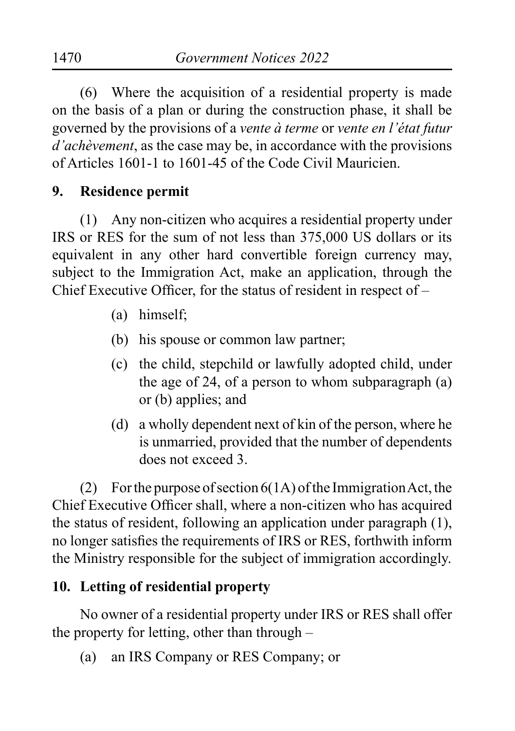(6) Where the acquisition of a residential property is made on the basis of a plan or during the construction phase, it shall be governed by the provisions of a *vente à terme* or *vente en l'état futur d'achèvement*, as the case may be, in accordance with the provisions of Articles 1601-1 to 1601-45 of the Code Civil Mauricien.

**9. Residence permit**

(1) Any non-citizen who acquires a residential property under IRS or RES for the sum of not less than 375,000 US dollars or its equivalent in any other hard convertible foreign currency may, subject to the Immigration Act, make an application, through the Chief Executive Officer, for the status of resident in respect of –

(a) himself;

(b) his spouse or common law partner;

(c) the child, stepchild or lawfully adopted child, under the age of 24, of a person to whom subparagraph (a) or (b) applies; and

(d) a wholly dependent next of kin of the person, where he is unmarried, provided that the number of dependents does not exceed 3.

(2) For the purpose of section 6(1A) of the Immigration Act, the Chief Executive Officer shall, where a non-citizen who has acquired the status of resident, following an application under paragraph (1), no longer satisfies the requirements of IRS or RES, forthwith inform the Ministry responsible for the subject of immigration accordingly.

**10. Letting of residential property**

No owner of a residential property under IRS or RES shall offer the property for letting, other than through –

(a) an IRS Company or RES Company; or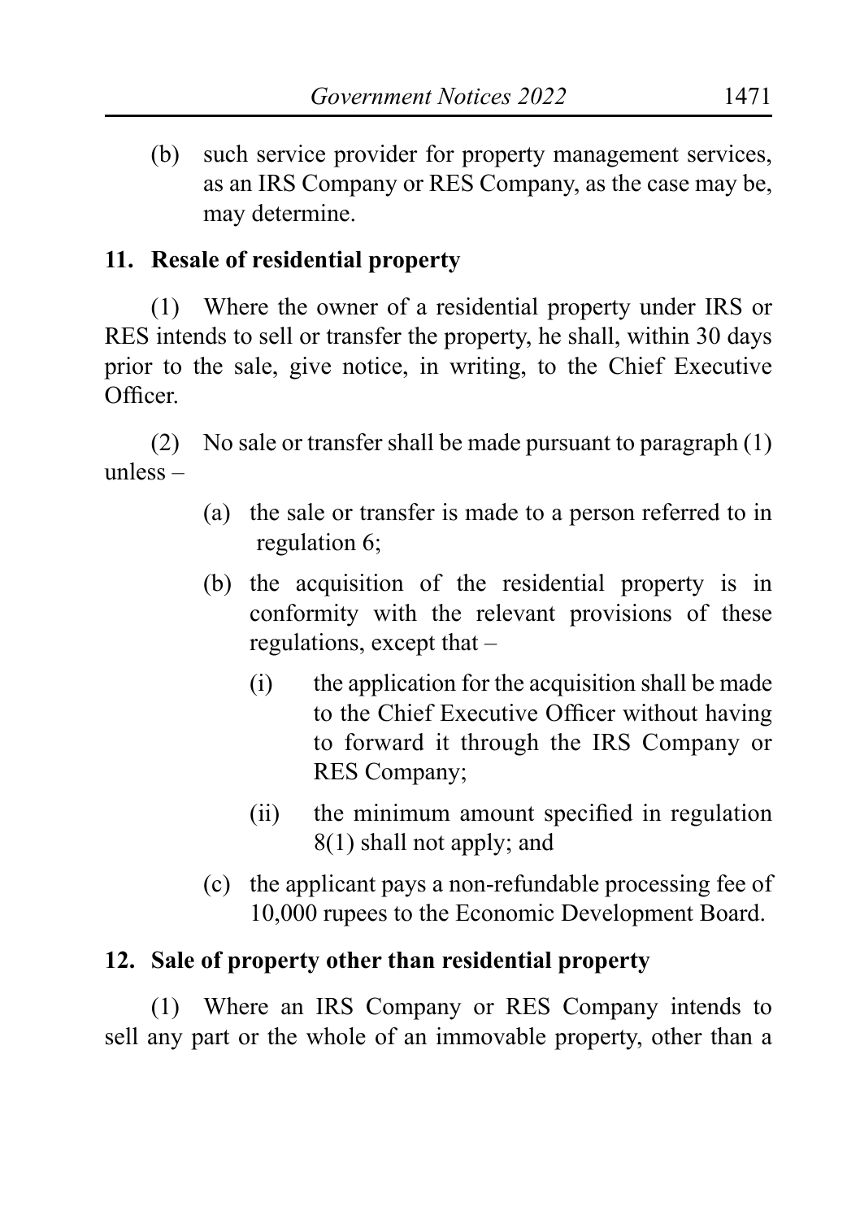(b) such service provider for property management services, as an IRS Company or RES Company, as the case may be, may determine.

## 11. Resale of residential property

(1) Where the owner of a residential property under IRS or RES intends to sell or transfer the property, he shall, within 30 days prior to the sale, give notice, in writing, to the Chief Executive Officer.

(2) No sale or transfer shall be made pursuant to paragraph (1) unless –

- (a) the sale or transfer is made to a person referred to in regulation 6;
- (b) the acquisition of the residential property is in conformity with the relevant provisions of these regulations, except that –
  - (i) the application for the acquisition shall be made to the Chief Executive Officer without having to forward it through the IRS Company or RES Company;
  - (ii) the minimum amount specified in regulation 8(1) shall not apply; and
- (c) the applicant pays a non-refundable processing fee of 10,000 rupees to the Economic Development Board.

## 12. Sale of property other than residential property

(1) Where an IRS Company or RES Company intends to sell any part or the whole of an immovable property, other than a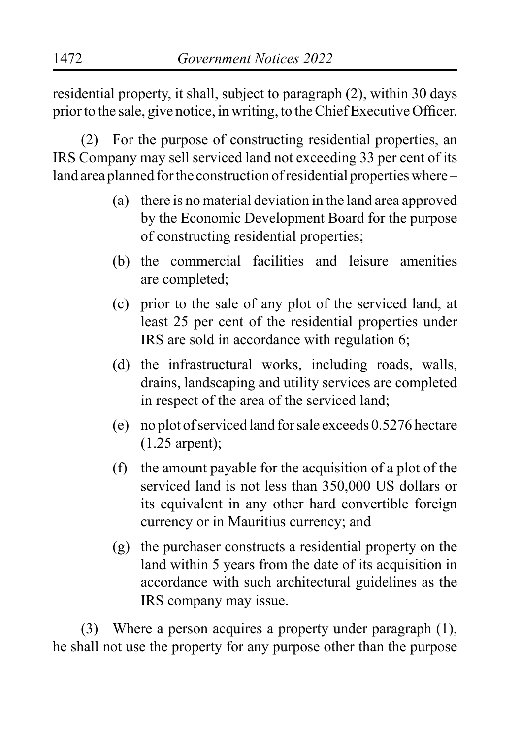residential property, it shall, subject to paragraph (2), within 30 days prior to the sale, give notice, in writing, to the Chief Executive Officer.

(2) For the purpose of constructing residential properties, an IRS Company may sell serviced land not exceeding 33 per cent of its land area planned for the construction of residential properties where –

- (a) there is no material deviation in the land area approved by the Economic Development Board for the purpose of constructing residential properties;
- (b) the commercial facilities and leisure amenities are completed;
- (c) prior to the sale of any plot of the serviced land, at least 25 per cent of the residential properties under IRS are sold in accordance with regulation 6;
- (d) the infrastructural works, including roads, walls, drains, landscaping and utility services are completed in respect of the area of the serviced land;
- (e) no plot of serviced land for sale exceeds 0.5276 hectare (1.25 arpent);
- (f) the amount payable for the acquisition of a plot of the serviced land is not less than 350,000 US dollars or its equivalent in any other hard convertible foreign currency or in Mauritius currency; and
- (g) the purchaser constructs a residential property on the land within 5 years from the date of its acquisition in accordance with such architectural guidelines as the IRS company may issue.

(3) Where a person acquires a property under paragraph (1), he shall not use the property for any purpose other than the purpose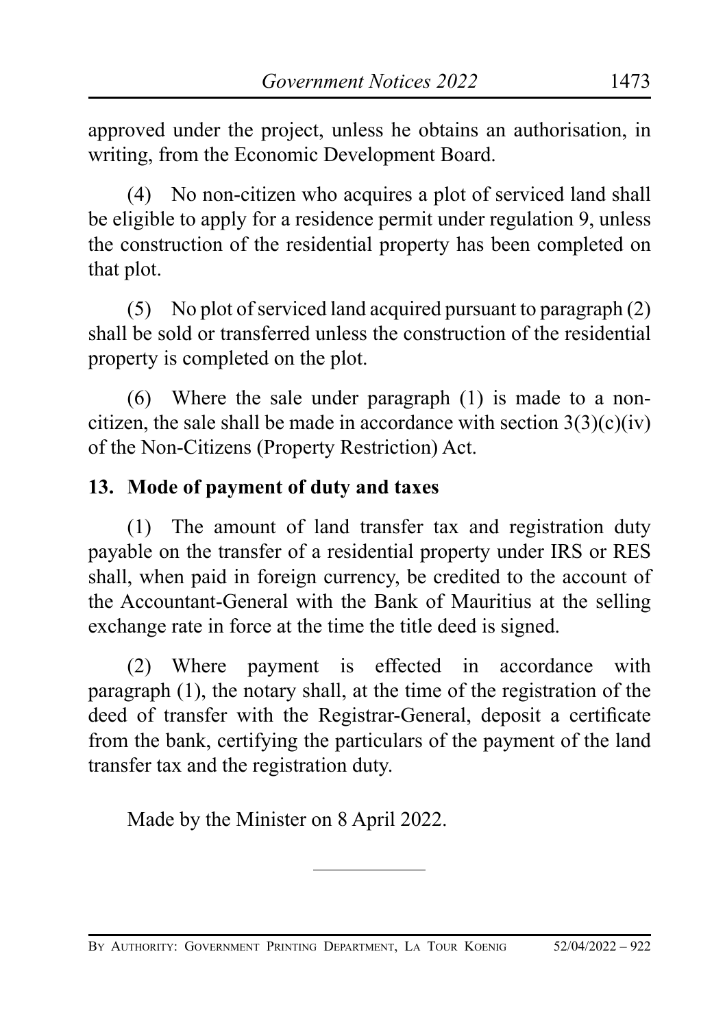approved under the project, unless he obtains an authorisation, in writing, from the Economic Development Board.

(4) No non-citizen who acquires a plot of serviced land shall be eligible to apply for a residence permit under regulation 9, unless the construction of the residential property has been completed on that plot.

(5) No plot of serviced land acquired pursuant to paragraph (2) shall be sold or transferred unless the construction of the residential property is completed on the plot.

(6) Where the sale under paragraph (1) is made to a non-citizen, the sale shall be made in accordance with section 3(3)(c)(iv) of the Non-Citizens (Property Restriction) Act.

**13. Mode of payment of duty and taxes**

(1) The amount of land transfer tax and registration duty payable on the transfer of a residential property under IRS or RES shall, when paid in foreign currency, be credited to the account of the Accountant-General with the Bank of Mauritius at the selling exchange rate in force at the time the title deed is signed.

(2) Where payment is effected in accordance with paragraph (1), the notary shall, at the time of the registration of the deed of transfer with the Registrar-General, deposit a certificate from the bank, certifying the particulars of the payment of the land transfer tax and the registration duty.

Made by the Minister on 8 April 2022.

---

By Authority: Government Printing Department, La Tour Koenig 52/04/2022 – 922